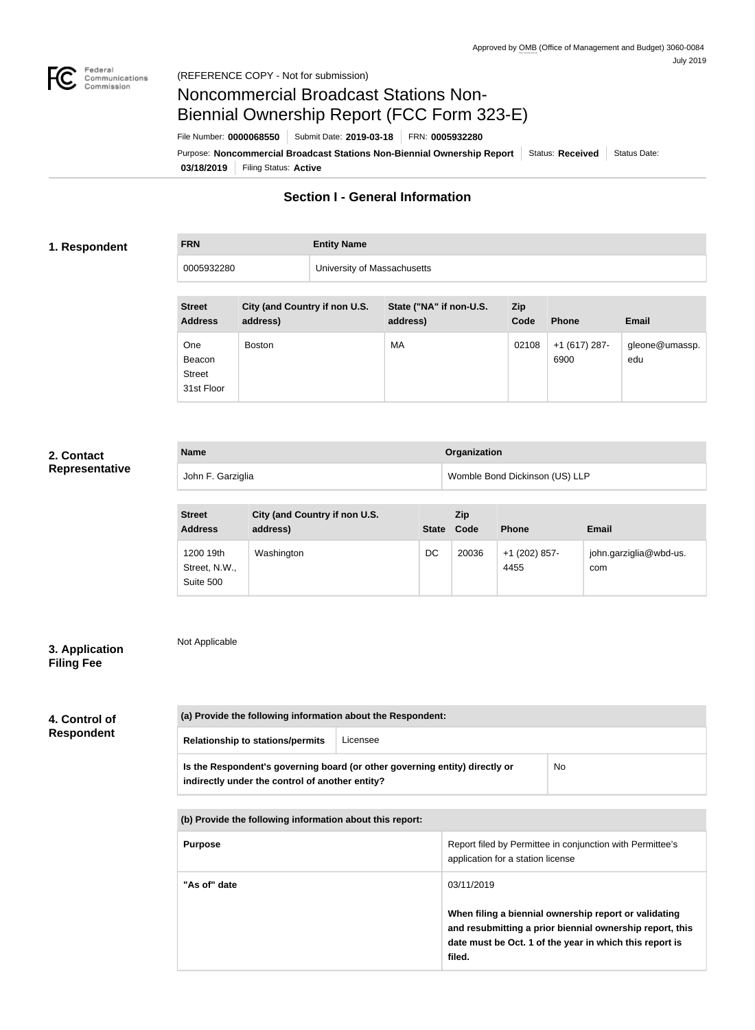Approved by OMB (Office of Management and Budget) 3060-0084
July 2019

(REFERENCE COPY - Not for submission)

# Noncommercial Broadcast Stations Non-Biennial Ownership Report (FCC Form 323-E)

File Number: **0000068550** | Submit Date: **2019-03-18** | FRN: **0005932280**

Purpose: **Noncommercial Broadcast Stations Non-Biennial Ownership Report** | Status: **Received** | Status Date: **03/18/2019** | Filing Status: **Active**

## Section I - General Information

### 1. Respondent

| FRN | Entity Name |
| --- | --- |
| 0005932280 | University of Massachusetts |

| Street Address | City (and Country if non U.S. address) | State ("NA" if non-U.S. address) | Zip Code | Phone | Email |
| --- | --- | --- | --- | --- | --- |
| One Beacon Street 31st Floor | Boston | MA | 02108 | +1 (617) 287-6900 | gleone@umassp.edu |

### 2. Contact Representative

| Name | Organization |
| --- | --- |
| John F. Garziglia | Womble Bond Dickinson (US) LLP |

| Street Address | City (and Country if non U.S. address) | State | Zip Code | Phone | Email |
| --- | --- | --- | --- | --- | --- |
| 1200 19th Street, N.W., Suite 500 | Washington | DC | 20036 | +1 (202) 857-4455 | john.garziglia@wbd-us.com |

### 3. Application Filing Fee

Not Applicable

### 4. Control of Respondent

| (a) Provide the following information about the Respondent: | |
| --- | --- |
| Relationship to stations/permits | Licensee |
| Is the Respondent's governing board (or other governing entity) directly or indirectly under the control of another entity? | No |

| (b) Provide the following information about this report: | |
| --- | --- |
| Purpose | Report filed by Permittee in conjunction with Permittee's application for a station license |
| "As of" date | 03/11/2019<br><br>**When filing a biennial ownership report or validating and resubmitting a prior biennial ownership report, this date must be Oct. 1 of the year in which this report is filed.** |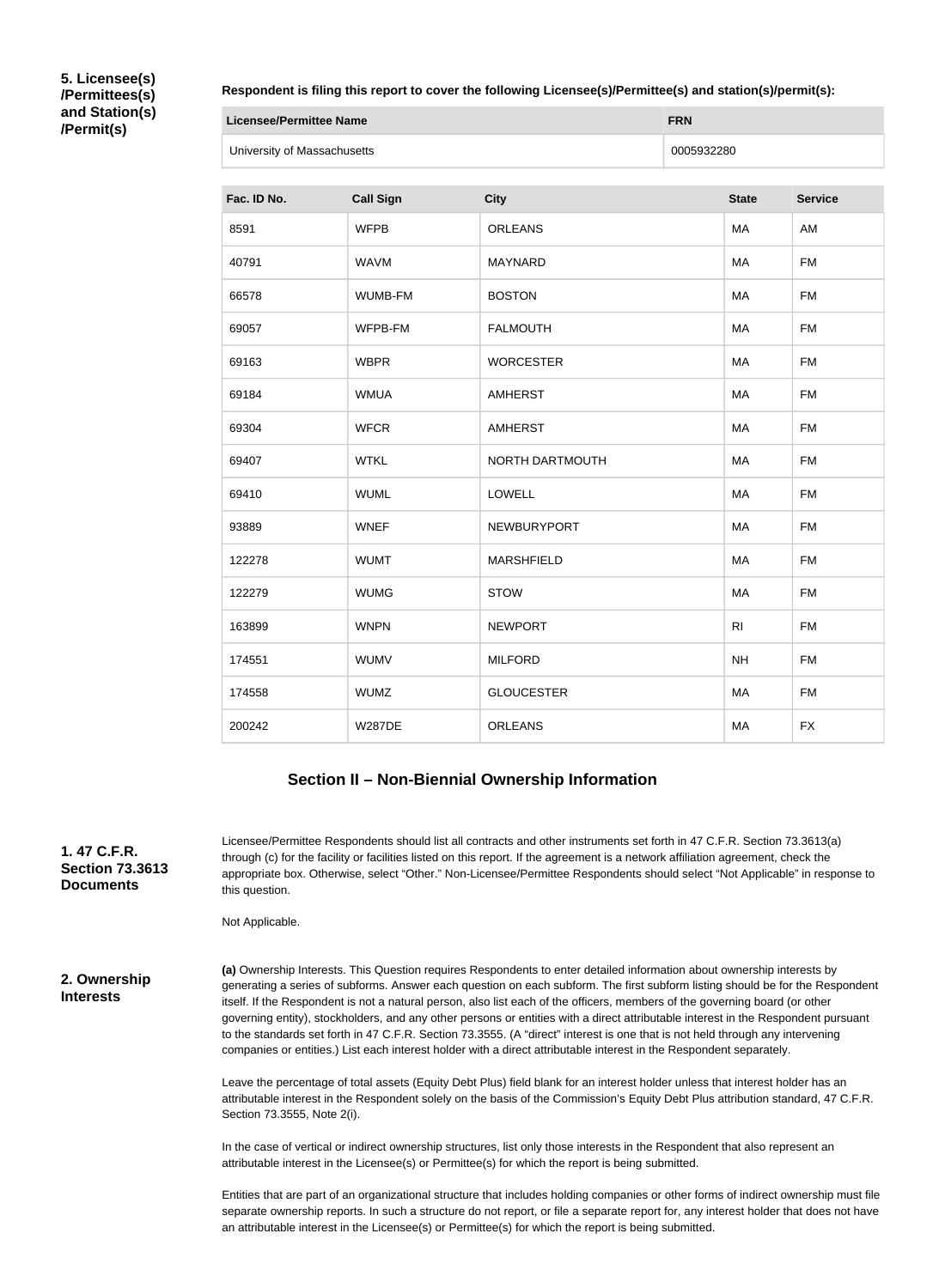**5. Licensee(s) /Permittees(s) and Station(s) /Permit(s)**

**Respondent is filing this report to cover the following Licensee(s)/Permittee(s) and station(s)/permit(s):**

| Licensee/Permittee Name | FRN |
| --- | --- |
| University of Massachusetts | 0005932280 |

| Fac. ID No. | Call Sign | City | State | Service |
| --- | --- | --- | --- | --- |
| 8591 | WFPB | ORLEANS | MA | AM |
| 40791 | WAVM | MAYNARD | MA | FM |
| 66578 | WUMB-FM | BOSTON | MA | FM |
| 69057 | WFPB-FM | FALMOUTH | MA | FM |
| 69163 | WBPR | WORCESTER | MA | FM |
| 69184 | WMUA | AMHERST | MA | FM |
| 69304 | WFCR | AMHERST | MA | FM |
| 69407 | WTKL | NORTH DARTMOUTH | MA | FM |
| 69410 | WUML | LOWELL | MA | FM |
| 93889 | WNEF | NEWBURYPORT | MA | FM |
| 122278 | WUMT | MARSHFIELD | MA | FM |
| 122279 | WUMG | STOW | MA | FM |
| 163899 | WNPN | NEWPORT | RI | FM |
| 174551 | WUMV | MILFORD | NH | FM |
| 174558 | WUMZ | GLOUCESTER | MA | FM |
| 200242 | W287DE | ORLEANS | MA | FX |

## Section II – Non-Biennial Ownership Information

**1. 47 C.F.R. Section 73.3613 Documents**

Licensee/Permittee Respondents should list all contracts and other instruments set forth in 47 C.F.R. Section 73.3613(a) through (c) for the facility or facilities listed on this report. If the agreement is a network affiliation agreement, check the appropriate box. Otherwise, select "Other." Non-Licensee/Permittee Respondents should select "Not Applicable" in response to this question.

Not Applicable.

**2. Ownership Interests**

**(a)** Ownership Interests. This Question requires Respondents to enter detailed information about ownership interests by generating a series of subforms. Answer each question on each subform. The first subform listing should be for the Respondent itself. If the Respondent is not a natural person, also list each of the officers, members of the governing board (or other governing entity), stockholders, and any other persons or entities with a direct attributable interest in the Respondent pursuant to the standards set forth in 47 C.F.R. Section 73.3555. (A "direct" interest is one that is not held through any intervening companies or entities.) List each interest holder with a direct attributable interest in the Respondent separately.

Leave the percentage of total assets (Equity Debt Plus) field blank for an interest holder unless that interest holder has an attributable interest in the Respondent solely on the basis of the Commission's Equity Debt Plus attribution standard, 47 C.F.R. Section 73.3555, Note 2(i).

In the case of vertical or indirect ownership structures, list only those interests in the Respondent that also represent an attributable interest in the Licensee(s) or Permittee(s) for which the report is being submitted.

Entities that are part of an organizational structure that includes holding companies or other forms of indirect ownership must file separate ownership reports. In such a structure do not report, or file a separate report for, any interest holder that does not have an attributable interest in the Licensee(s) or Permittee(s) for which the report is being submitted.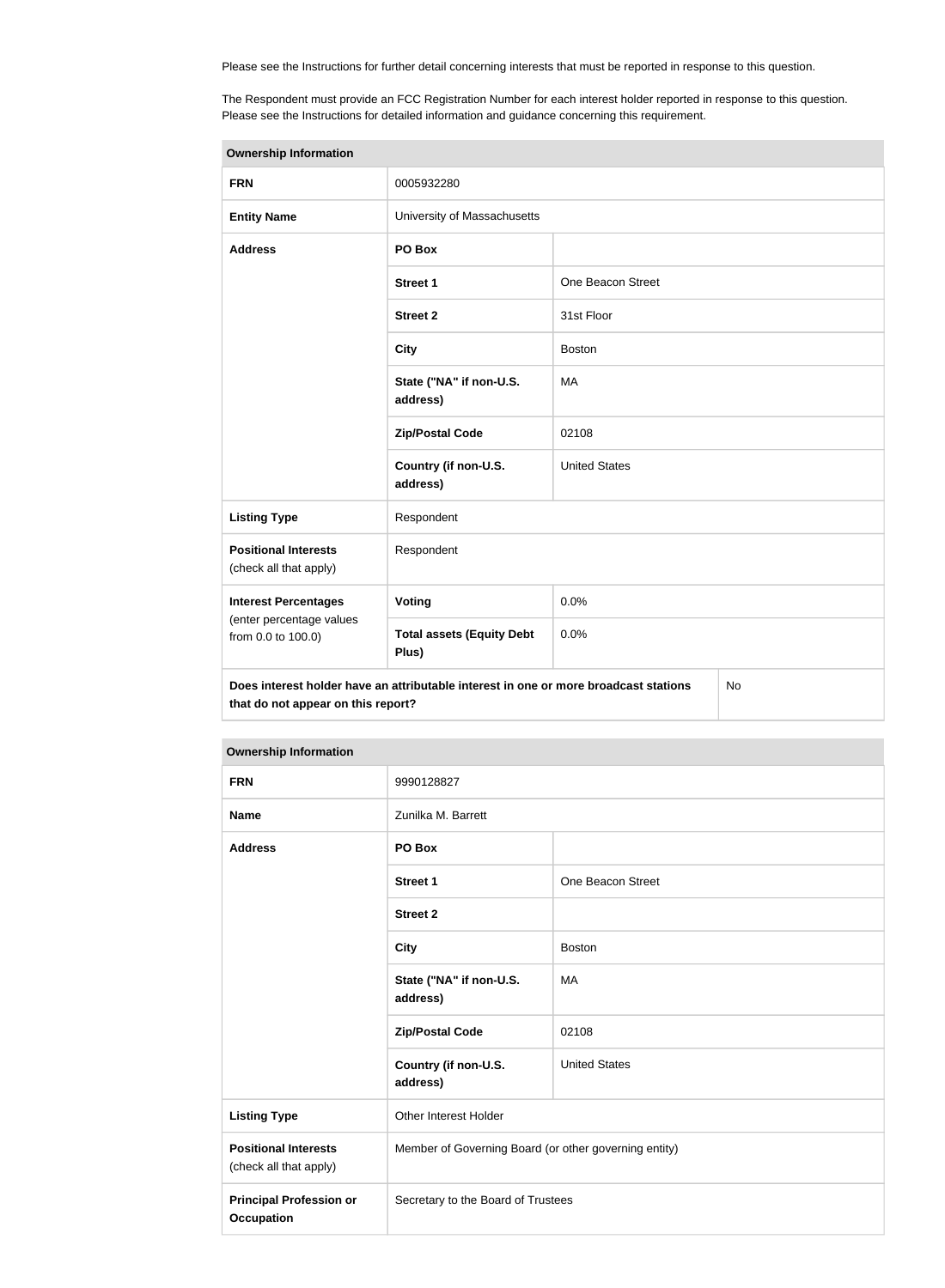Please see the Instructions for further detail concerning interests that must be reported in response to this question.

The Respondent must provide an FCC Registration Number for each interest holder reported in response to this question. Please see the Instructions for detailed information and guidance concerning this requirement.

| Ownership Information | | |
|---|---|---|
| **FRN** | 0005932280 | |
| **Entity Name** | University of Massachusetts | |
| **Address** | **PO Box** | |
| | **Street 1** | One Beacon Street |
| | **Street 2** | 31st Floor |
| | **City** | Boston |
| | **State ("NA" if non-U.S. address)** | MA |
| | **Zip/Postal Code** | 02108 |
| | **Country (if non-U.S. address)** | United States |
| **Listing Type** | Respondent | |
| **Positional Interests** (check all that apply) | Respondent | |
| **Interest Percentages** (enter percentage values from 0.0 to 100.0) | **Voting** | 0.0% |
| | **Total assets (Equity Debt Plus)** | 0.0% |
| **Does interest holder have an attributable interest in one or more broadcast stations that do not appear on this report?** | | No |

| Ownership Information | | |
|---|---|---|
| **FRN** | 9990128827 | |
| **Name** | Zunilka M. Barrett | |
| **Address** | **PO Box** | |
| | **Street 1** | One Beacon Street |
| | **Street 2** | |
| | **City** | Boston |
| | **State ("NA" if non-U.S. address)** | MA |
| | **Zip/Postal Code** | 02108 |
| | **Country (if non-U.S. address)** | United States |
| **Listing Type** | Other Interest Holder | |
| **Positional Interests** (check all that apply) | Member of Governing Board (or other governing entity) | |
| **Principal Profession or Occupation** | Secretary to the Board of Trustees | |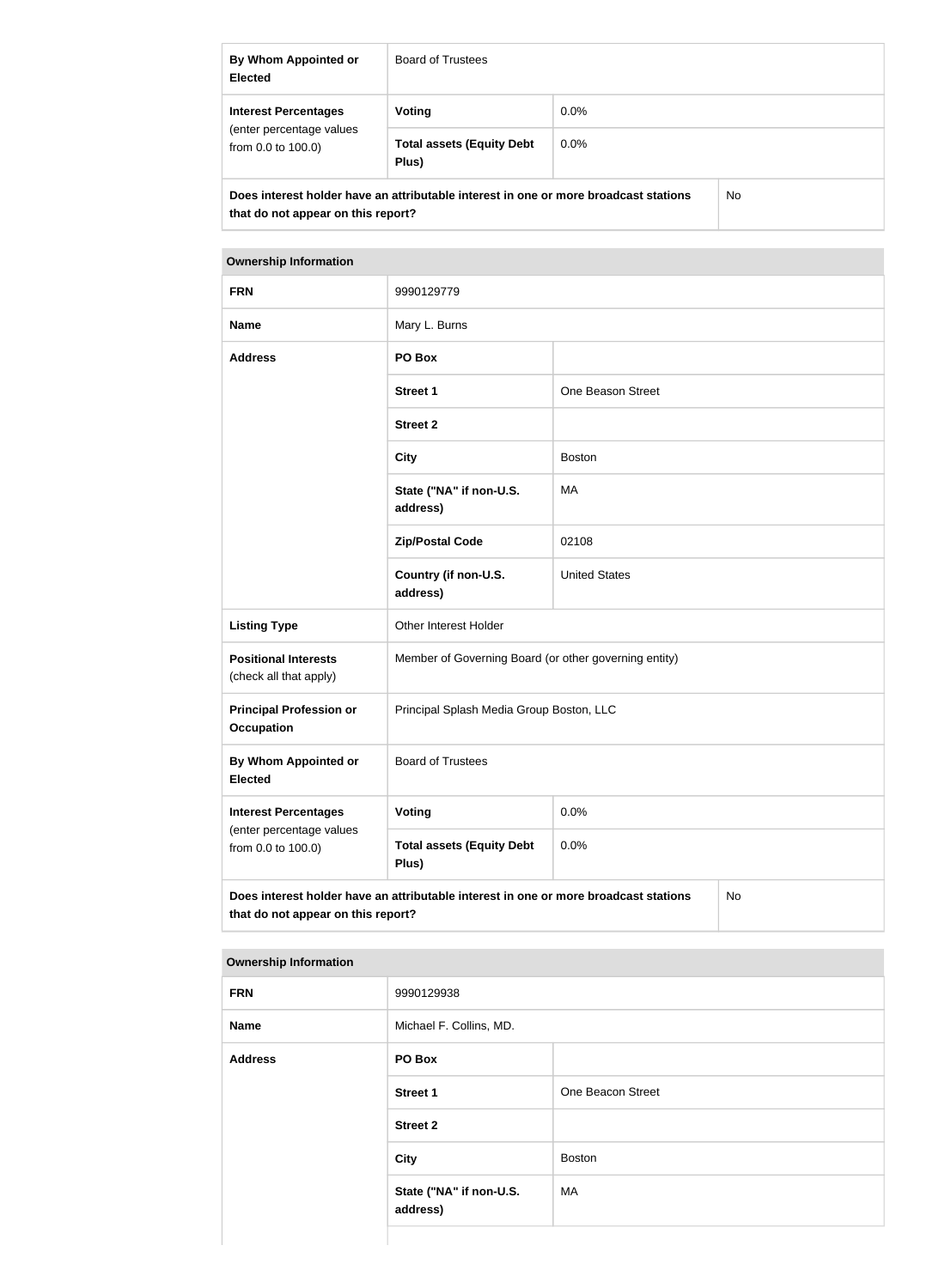| | | |
|---|---|---|
| **By Whom Appointed or Elected** | Board of Trustees | |
| **Interest Percentages** (enter percentage values from 0.0 to 100.0) | **Voting** | 0.0% |
| | **Total assets (Equity Debt Plus)** | 0.0% |
| **Does interest holder have an attributable interest in one or more broadcast stations that do not appear on this report?** | | No |

| **Ownership Information** | | |
|---|---|---|
| **FRN** | 9990129779 | |
| **Name** | Mary L. Burns | |
| **Address** | **PO Box** | |
| | **Street 1** | One Beason Street |
| | **Street 2** | |
| | **City** | Boston |
| | **State ("NA" if non-U.S. address)** | MA |
| | **Zip/Postal Code** | 02108 |
| | **Country (if non-U.S. address)** | United States |
| **Listing Type** | Other Interest Holder | |
| **Positional Interests** (check all that apply) | Member of Governing Board (or other governing entity) | |
| **Principal Profession or Occupation** | Principal Splash Media Group Boston, LLC | |
| **By Whom Appointed or Elected** | Board of Trustees | |
| **Interest Percentages** (enter percentage values from 0.0 to 100.0) | **Voting** | 0.0% |
| | **Total assets (Equity Debt Plus)** | 0.0% |
| **Does interest holder have an attributable interest in one or more broadcast stations that do not appear on this report?** | | No |

| **Ownership Information** | | |
|---|---|---|
| **FRN** | 9990129938 | |
| **Name** | Michael F. Collins, MD. | |
| **Address** | **PO Box** | |
| | **Street 1** | One Beacon Street |
| | **Street 2** | |
| | **City** | Boston |
| | **State ("NA" if non-U.S. address)** | MA |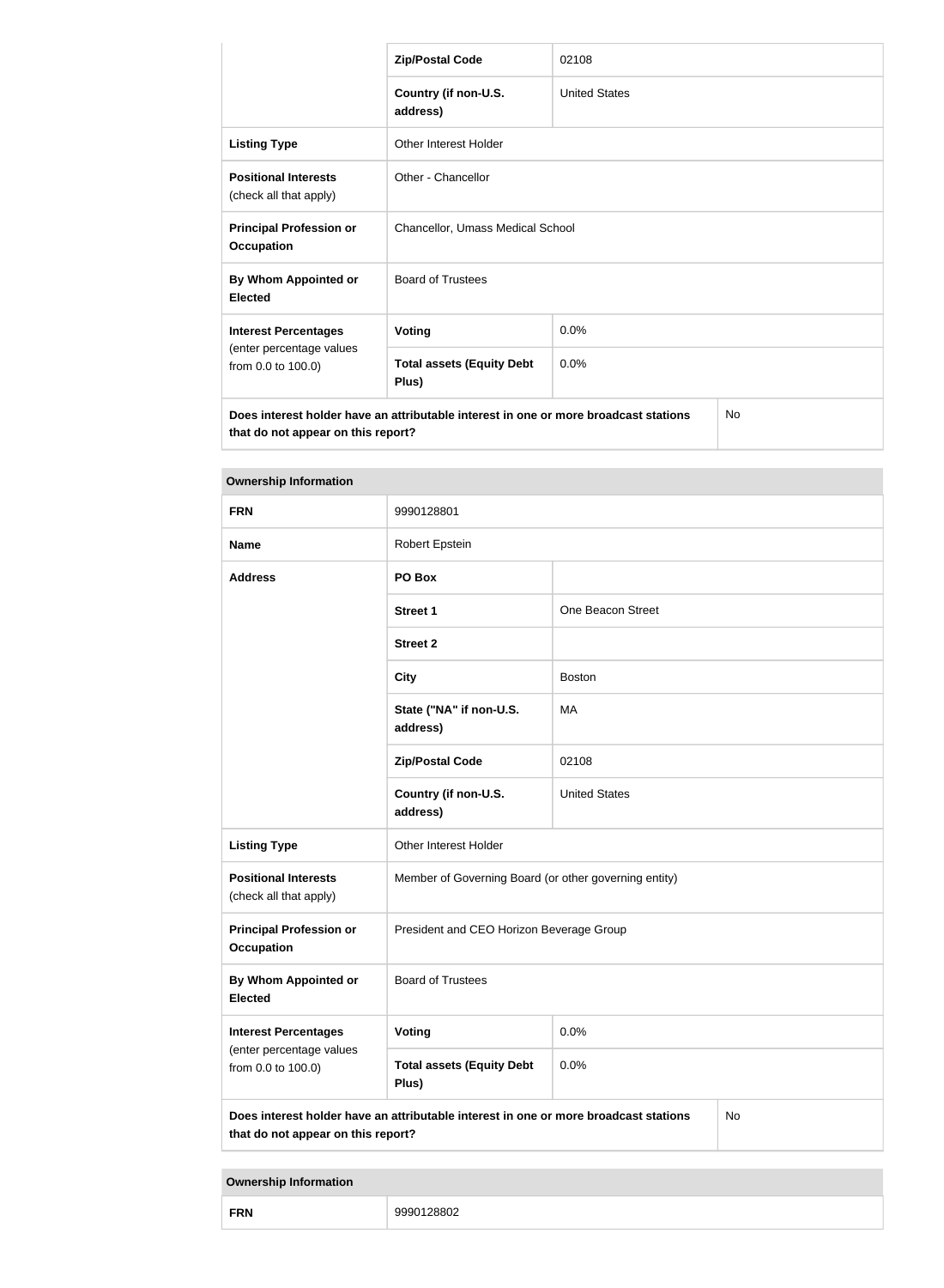| | | |
|---|---|---|
| | **Zip/Postal Code** | 02108 |
| | **Country (if non-U.S. address)** | United States |
| **Listing Type** | Other Interest Holder | |
| **Positional Interests** (check all that apply) | Other - Chancellor | |
| **Principal Profession or Occupation** | Chancellor, Umass Medical School | |
| **By Whom Appointed or Elected** | Board of Trustees | |
| **Interest Percentages** (enter percentage values from 0.0 to 100.0) | **Voting** | 0.0% |
| | **Total assets (Equity Debt Plus)** | 0.0% |
| **Does interest holder have an attributable interest in one or more broadcast stations that do not appear on this report?** | | No |

| **Ownership Information** | | |
|---|---|---|
| **FRN** | 9990128801 | |
| **Name** | Robert Epstein | |
| **Address** | **PO Box** | |
| | **Street 1** | One Beacon Street |
| | **Street 2** | |
| | **City** | Boston |
| | **State ("NA" if non-U.S. address)** | MA |
| | **Zip/Postal Code** | 02108 |
| | **Country (if non-U.S. address)** | United States |
| **Listing Type** | Other Interest Holder | |
| **Positional Interests** (check all that apply) | Member of Governing Board (or other governing entity) | |
| **Principal Profession or Occupation** | President and CEO Horizon Beverage Group | |
| **By Whom Appointed or Elected** | Board of Trustees | |
| **Interest Percentages** (enter percentage values from 0.0 to 100.0) | **Voting** | 0.0% |
| | **Total assets (Equity Debt Plus)** | 0.0% |
| **Does interest holder have an attributable interest in one or more broadcast stations that do not appear on this report?** | | No |

| **Ownership Information** | |
|---|---|
| **FRN** | 9990128802 |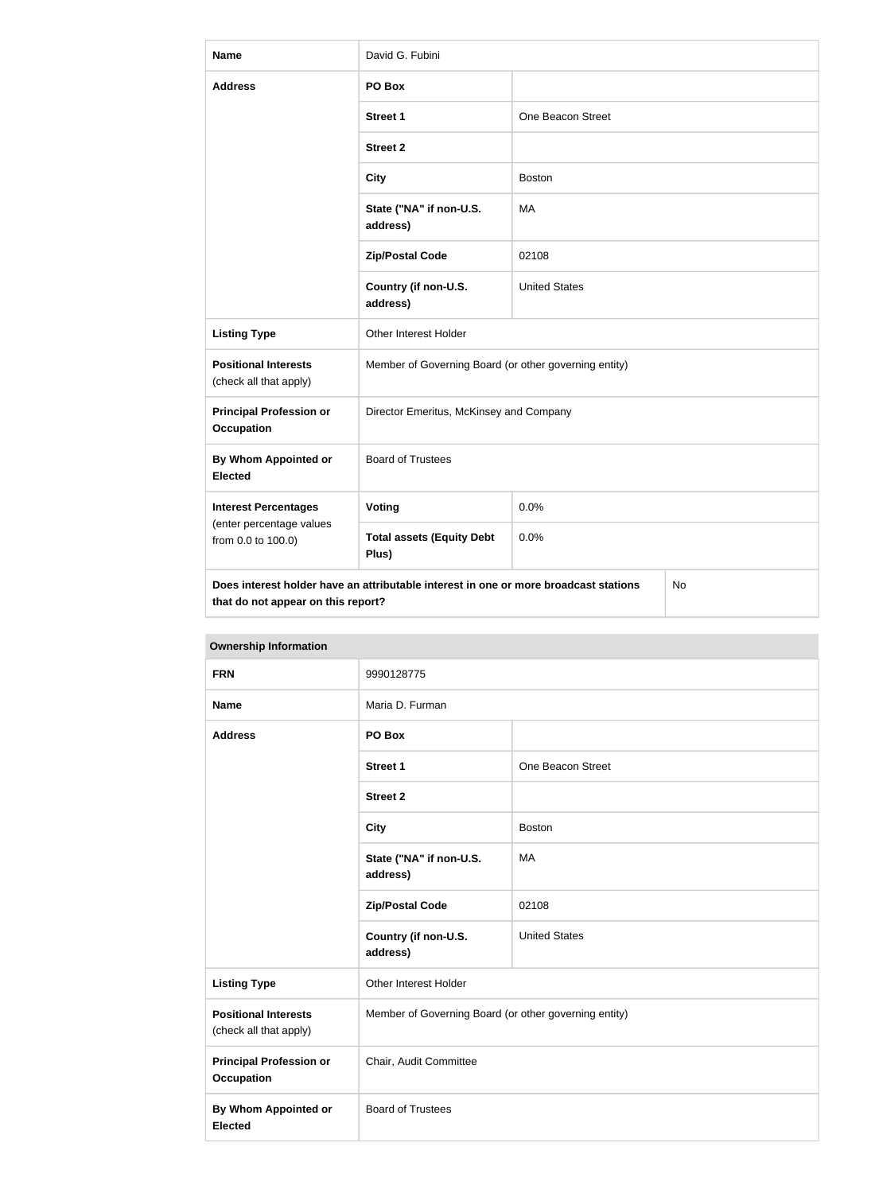| Name | David G. Fubini | |
|---|---|---|
| Address | PO Box | |
| | Street 1 | One Beacon Street |
| | Street 2 | |
| | City | Boston |
| | State ("NA" if non-U.S. address) | MA |
| | Zip/Postal Code | 02108 |
| | Country (if non-U.S. address) | United States |
| Listing Type | Other Interest Holder | |
| Positional Interests (check all that apply) | Member of Governing Board (or other governing entity) | |
| Principal Profession or Occupation | Director Emeritus, McKinsey and Company | |
| By Whom Appointed or Elected | Board of Trustees | |
| Interest Percentages (enter percentage values from 0.0 to 100.0) | Voting | 0.0% |
| | Total assets (Equity Debt Plus) | 0.0% |
| Does interest holder have an attributable interest in one or more broadcast stations that do not appear on this report? | | No |

**Ownership Information**

| FRN | 9990128775 | |
|---|---|---|
| Name | Maria D. Furman | |
| Address | PO Box | |
| | Street 1 | One Beacon Street |
| | Street 2 | |
| | City | Boston |
| | State ("NA" if non-U.S. address) | MA |
| | Zip/Postal Code | 02108 |
| | Country (if non-U.S. address) | United States |
| Listing Type | Other Interest Holder | |
| Positional Interests (check all that apply) | Member of Governing Board (or other governing entity) | |
| Principal Profession or Occupation | Chair, Audit Committee | |
| By Whom Appointed or Elected | Board of Trustees | |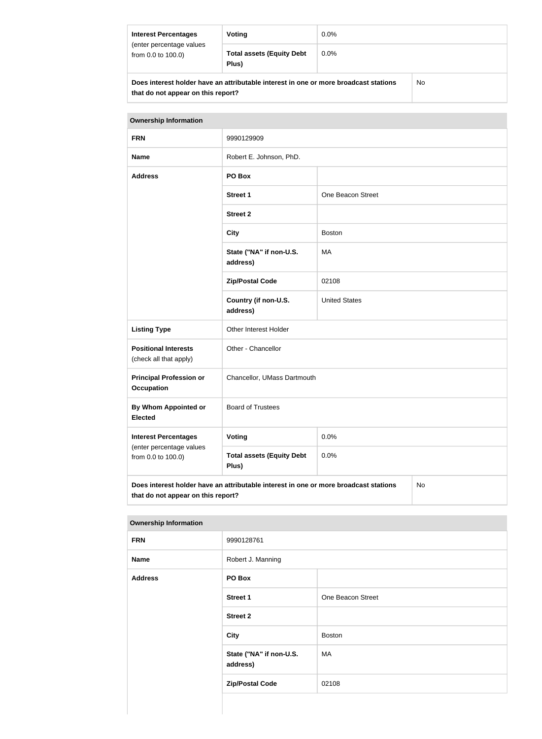| Interest Percentages (enter percentage values from 0.0 to 100.0) | Voting | 0.0% |
|---|---|---|
| | Total assets (Equity Debt Plus) | 0.0% |
| Does interest holder have an attributable interest in one or more broadcast stations that do not appear on this report? | | No |

| Ownership Information | | |
|---|---|---|
| FRN | 9990129909 | |
| Name | Robert E. Johnson, PhD. | |
| Address | PO Box | |
| | Street 1 | One Beacon Street |
| | Street 2 | |
| | City | Boston |
| | State ("NA" if non-U.S. address) | MA |
| | Zip/Postal Code | 02108 |
| | Country (if non-U.S. address) | United States |
| Listing Type | Other Interest Holder | |
| Positional Interests (check all that apply) | Other - Chancellor | |
| Principal Profession or Occupation | Chancellor, UMass Dartmouth | |
| By Whom Appointed or Elected | Board of Trustees | |
| Interest Percentages (enter percentage values from 0.0 to 100.0) | Voting | 0.0% |
| | Total assets (Equity Debt Plus) | 0.0% |
| Does interest holder have an attributable interest in one or more broadcast stations that do not appear on this report? | | No |

| Ownership Information | | |
|---|---|---|
| FRN | 9990128761 | |
| Name | Robert J. Manning | |
| Address | PO Box | |
| | Street 1 | One Beacon Street |
| | Street 2 | |
| | City | Boston |
| | State ("NA" if non-U.S. address) | MA |
| | Zip/Postal Code | 02108 |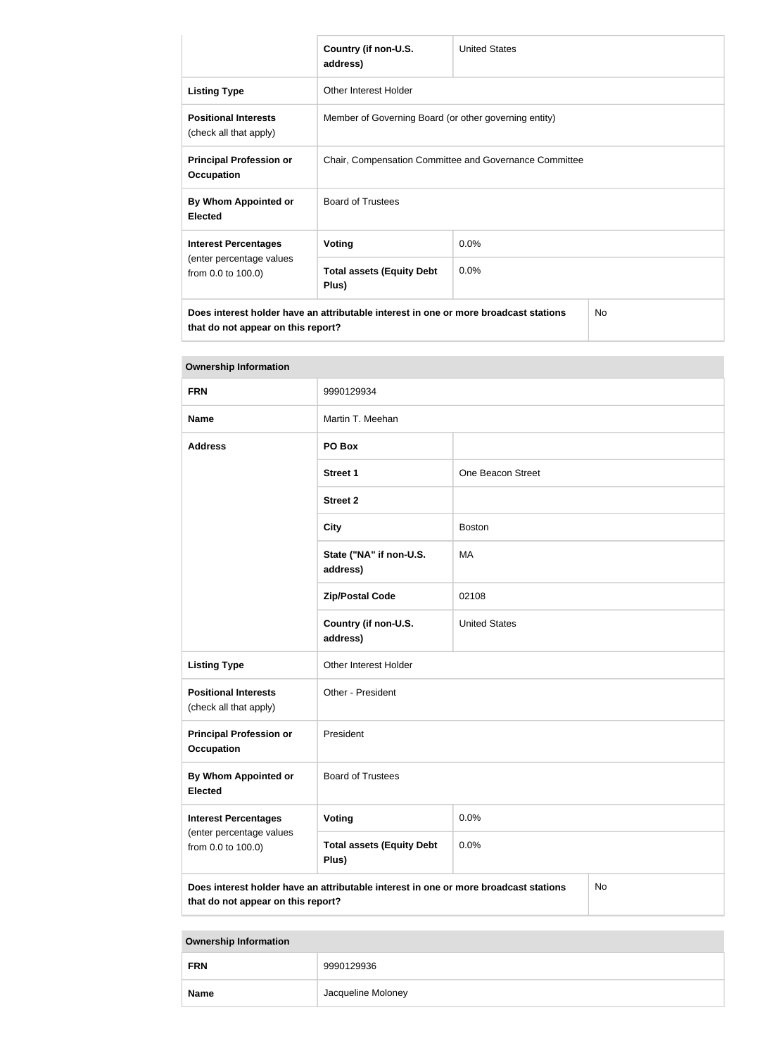| | Country (if non-U.S. address) | United States |
|---|---|---|
| **Listing Type** | Other Interest Holder | |
| **Positional Interests** (check all that apply) | Member of Governing Board (or other governing entity) | |
| **Principal Profession or Occupation** | Chair, Compensation Committee and Governance Committee | |
| **By Whom Appointed or Elected** | Board of Trustees | |
| **Interest Percentages** (enter percentage values from 0.0 to 100.0) | **Voting** | 0.0% |
| | **Total assets (Equity Debt Plus)** | 0.0% |
| **Does interest holder have an attributable interest in one or more broadcast stations that do not appear on this report?** | | No |

| **Ownership Information** | | |
|---|---|---|
| **FRN** | 9990129934 | |
| **Name** | Martin T. Meehan | |
| **Address** | **PO Box** | |
| | **Street 1** | One Beacon Street |
| | **Street 2** | |
| | **City** | Boston |
| | **State ("NA" if non-U.S. address)** | MA |
| | **Zip/Postal Code** | 02108 |
| | **Country (if non-U.S. address)** | United States |
| **Listing Type** | Other Interest Holder | |
| **Positional Interests** (check all that apply) | Other - President | |
| **Principal Profession or Occupation** | President | |
| **By Whom Appointed or Elected** | Board of Trustees | |
| **Interest Percentages** (enter percentage values from 0.0 to 100.0) | **Voting** | 0.0% |
| | **Total assets (Equity Debt Plus)** | 0.0% |
| **Does interest holder have an attributable interest in one or more broadcast stations that do not appear on this report?** | | No |

| **Ownership Information** | |
|---|---|
| **FRN** | 9990129936 |
| **Name** | Jacqueline Moloney |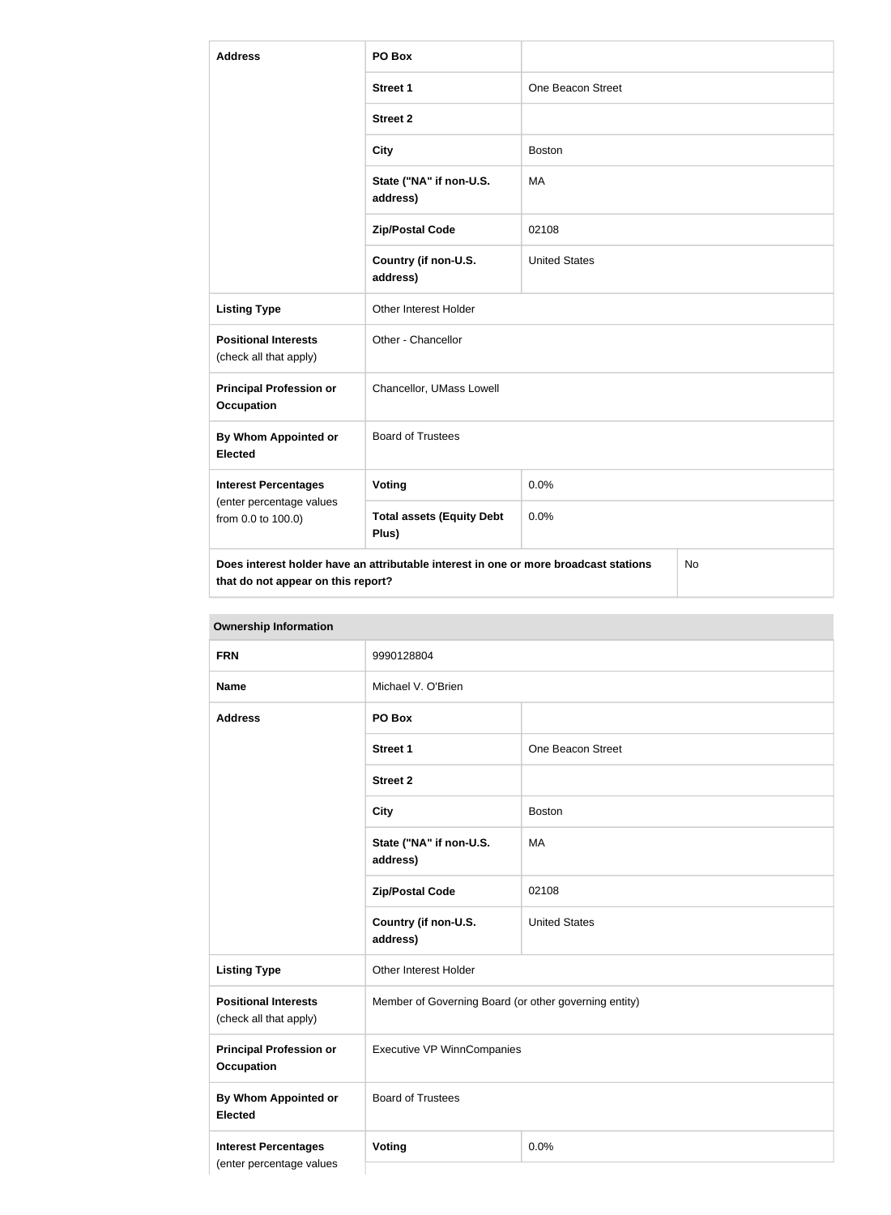| Address | PO Box | |
|---|---|---|
| | Street 1 | One Beacon Street |
| | Street 2 | |
| | City | Boston |
| | State ("NA" if non-U.S. address) | MA |
| | Zip/Postal Code | 02108 |
| | Country (if non-U.S. address) | United States |
| Listing Type | Other Interest Holder | |
| Positional Interests (check all that apply) | Other - Chancellor | |
| Principal Profession or Occupation | Chancellor, UMass Lowell | |
| By Whom Appointed or Elected | Board of Trustees | |
| Interest Percentages (enter percentage values from 0.0 to 100.0) | Voting | 0.0% |
| | Total assets (Equity Debt Plus) | 0.0% |
| Does interest holder have an attributable interest in one or more broadcast stations that do not appear on this report? | | No |

**Ownership Information**

| FRN | 9990128804 | |
|---|---|---|
| Name | Michael V. O'Brien | |
| Address | PO Box | |
| | Street 1 | One Beacon Street |
| | Street 2 | |
| | City | Boston |
| | State ("NA" if non-U.S. address) | MA |
| | Zip/Postal Code | 02108 |
| | Country (if non-U.S. address) | United States |
| Listing Type | Other Interest Holder | |
| Positional Interests (check all that apply) | Member of Governing Board (or other governing entity) | |
| Principal Profession or Occupation | Executive VP WinnCompanies | |
| By Whom Appointed or Elected | Board of Trustees | |
| Interest Percentages (enter percentage values | Voting | 0.0% |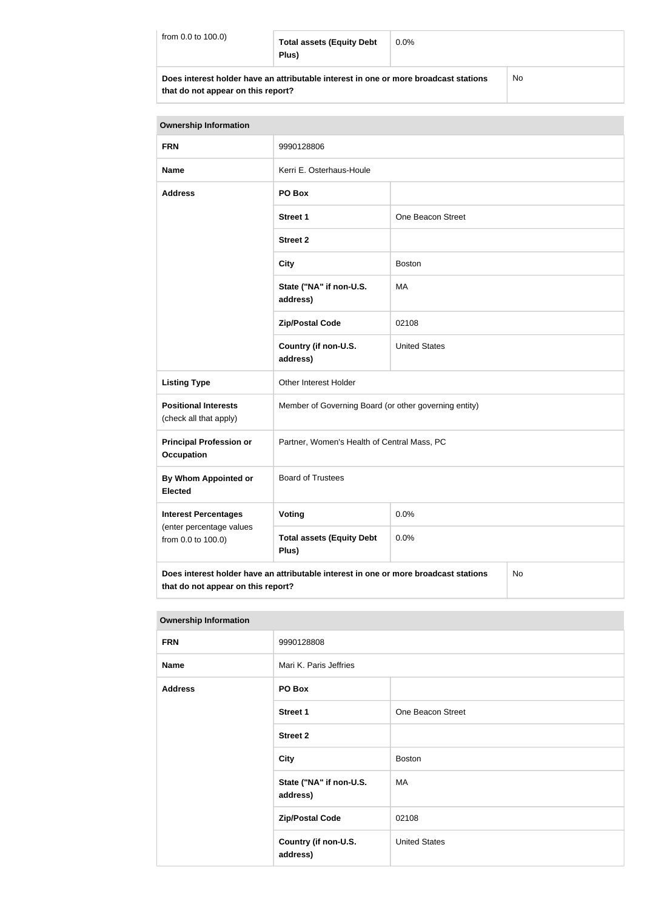| from 0.0 to 100.0) | Total assets (Equity Debt Plus) | 0.0% |
|---|---|---|
| **Does interest holder have an attributable interest in one or more broadcast stations that do not appear on this report?** | | No |

| Ownership Information | | |
|---|---|---|
| **FRN** | 9990128806 | |
| **Name** | Kerri E. Osterhaus-Houle | |
| **Address** | **PO Box** | |
| | **Street 1** | One Beacon Street |
| | **Street 2** | |
| | **City** | Boston |
| | **State ("NA" if non-U.S. address)** | MA |
| | **Zip/Postal Code** | 02108 |
| | **Country (if non-U.S. address)** | United States |
| **Listing Type** | Other Interest Holder | |
| **Positional Interests** (check all that apply) | Member of Governing Board (or other governing entity) | |
| **Principal Profession or Occupation** | Partner, Women's Health of Central Mass, PC | |
| **By Whom Appointed or Elected** | Board of Trustees | |
| **Interest Percentages** (enter percentage values from 0.0 to 100.0) | **Voting** | 0.0% |
| | **Total assets (Equity Debt Plus)** | 0.0% |
| **Does interest holder have an attributable interest in one or more broadcast stations that do not appear on this report?** | | No |

| Ownership Information | | |
|---|---|---|
| **FRN** | 9990128808 | |
| **Name** | Mari K. Paris Jeffries | |
| **Address** | **PO Box** | |
| | **Street 1** | One Beacon Street |
| | **Street 2** | |
| | **City** | Boston |
| | **State ("NA" if non-U.S. address)** | MA |
| | **Zip/Postal Code** | 02108 |
| | **Country (if non-U.S. address)** | United States |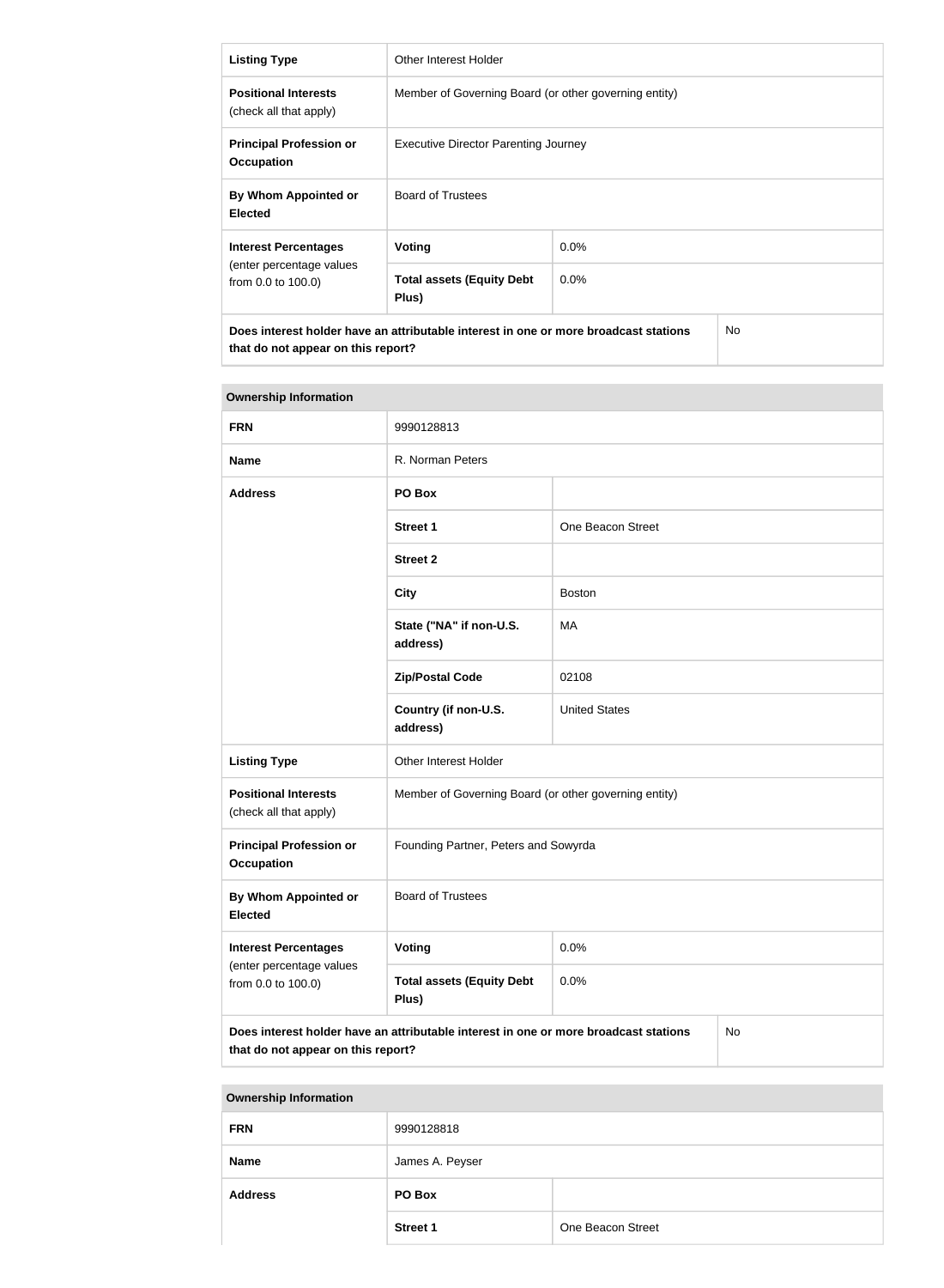| Listing Type | Other Interest Holder | |
|---|---|---|
| **Positional Interests** (check all that apply) | Member of Governing Board (or other governing entity) | |
| **Principal Profession or Occupation** | Executive Director Parenting Journey | |
| **By Whom Appointed or Elected** | Board of Trustees | |
| **Interest Percentages** (enter percentage values from 0.0 to 100.0) | **Voting** | 0.0% |
| | **Total assets (Equity Debt Plus)** | 0.0% |
| **Does interest holder have an attributable interest in one or more broadcast stations that do not appear on this report?** | | No |

| Ownership Information | | |
|---|---|---|
| **FRN** | 9990128813 | |
| **Name** | R. Norman Peters | |
| **Address** | **PO Box** | |
| | **Street 1** | One Beacon Street |
| | **Street 2** | |
| | **City** | Boston |
| | **State ("NA" if non-U.S. address)** | MA |
| | **Zip/Postal Code** | 02108 |
| | **Country (if non-U.S. address)** | United States |
| **Listing Type** | Other Interest Holder | |
| **Positional Interests** (check all that apply) | Member of Governing Board (or other governing entity) | |
| **Principal Profession or Occupation** | Founding Partner, Peters and Sowyrda | |
| **By Whom Appointed or Elected** | Board of Trustees | |
| **Interest Percentages** (enter percentage values from 0.0 to 100.0) | **Voting** | 0.0% |
| | **Total assets (Equity Debt Plus)** | 0.0% |
| **Does interest holder have an attributable interest in one or more broadcast stations that do not appear on this report?** | | No |

| Ownership Information | | |
|---|---|---|
| **FRN** | 9990128818 | |
| **Name** | James A. Peyser | |
| **Address** | **PO Box** | |
| | **Street 1** | One Beacon Street |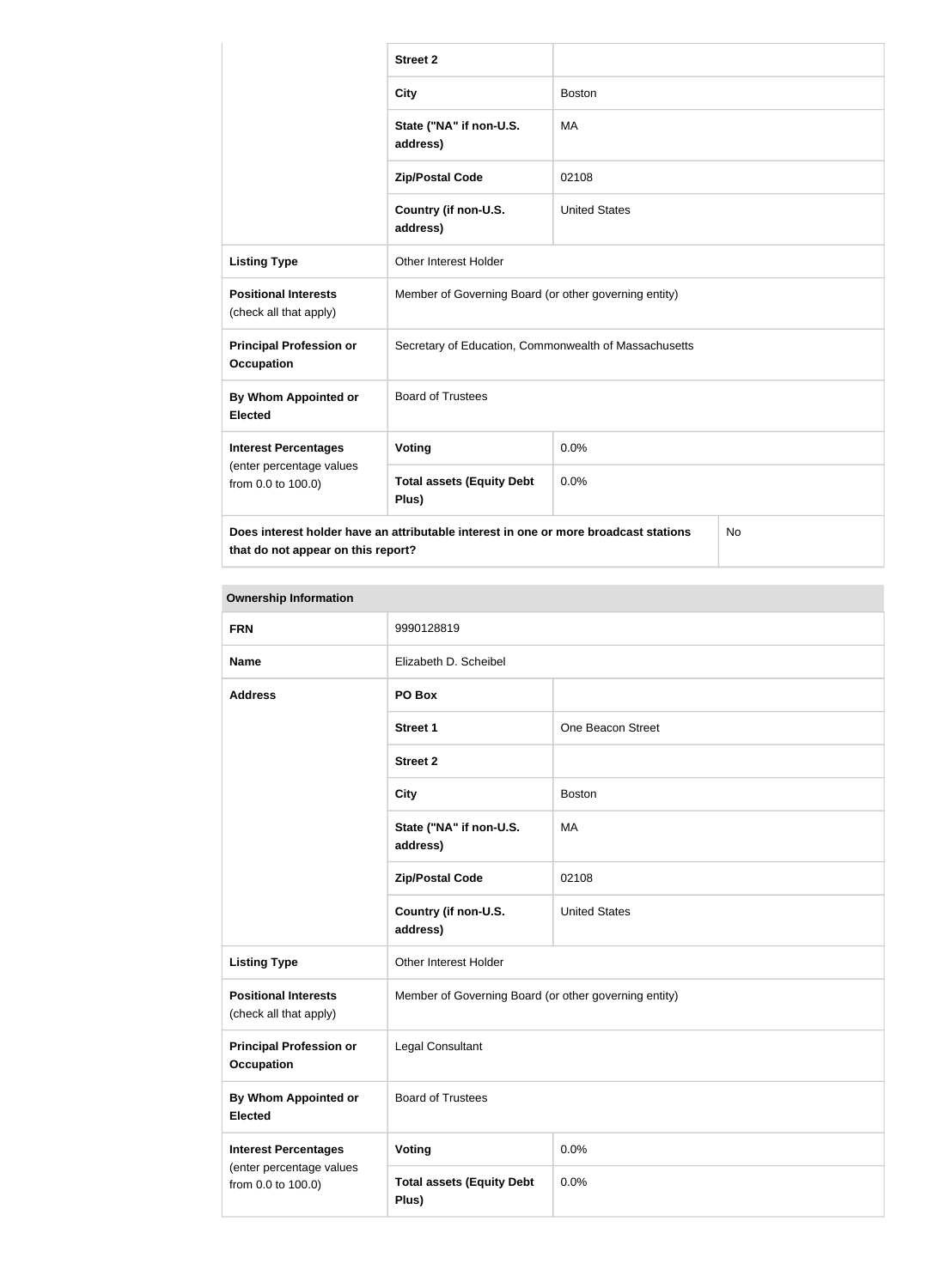| | | |
|---|---|---|
| | **Street 2** | |
| | **City** | Boston |
| | **State ("NA" if non-U.S. address)** | MA |
| | **Zip/Postal Code** | 02108 |
| | **Country (if non-U.S. address)** | United States |
| **Listing Type** | Other Interest Holder | |
| **Positional Interests** (check all that apply) | Member of Governing Board (or other governing entity) | |
| **Principal Profession or Occupation** | Secretary of Education, Commonwealth of Massachusetts | |
| **By Whom Appointed or Elected** | Board of Trustees | |
| **Interest Percentages** (enter percentage values from 0.0 to 100.0) | **Voting** | 0.0% |
| | **Total assets (Equity Debt Plus)** | 0.0% |
| **Does interest holder have an attributable interest in one or more broadcast stations that do not appear on this report?** | | No |

| **Ownership Information** | | |
|---|---|---|
| **FRN** | 9990128819 | |
| **Name** | Elizabeth D. Scheibel | |
| **Address** | **PO Box** | |
| | **Street 1** | One Beacon Street |
| | **Street 2** | |
| | **City** | Boston |
| | **State ("NA" if non-U.S. address)** | MA |
| | **Zip/Postal Code** | 02108 |
| | **Country (if non-U.S. address)** | United States |
| **Listing Type** | Other Interest Holder | |
| **Positional Interests** (check all that apply) | Member of Governing Board (or other governing entity) | |
| **Principal Profession or Occupation** | Legal Consultant | |
| **By Whom Appointed or Elected** | Board of Trustees | |
| **Interest Percentages** (enter percentage values from 0.0 to 100.0) | **Voting** | 0.0% |
| | **Total assets (Equity Debt Plus)** | 0.0% |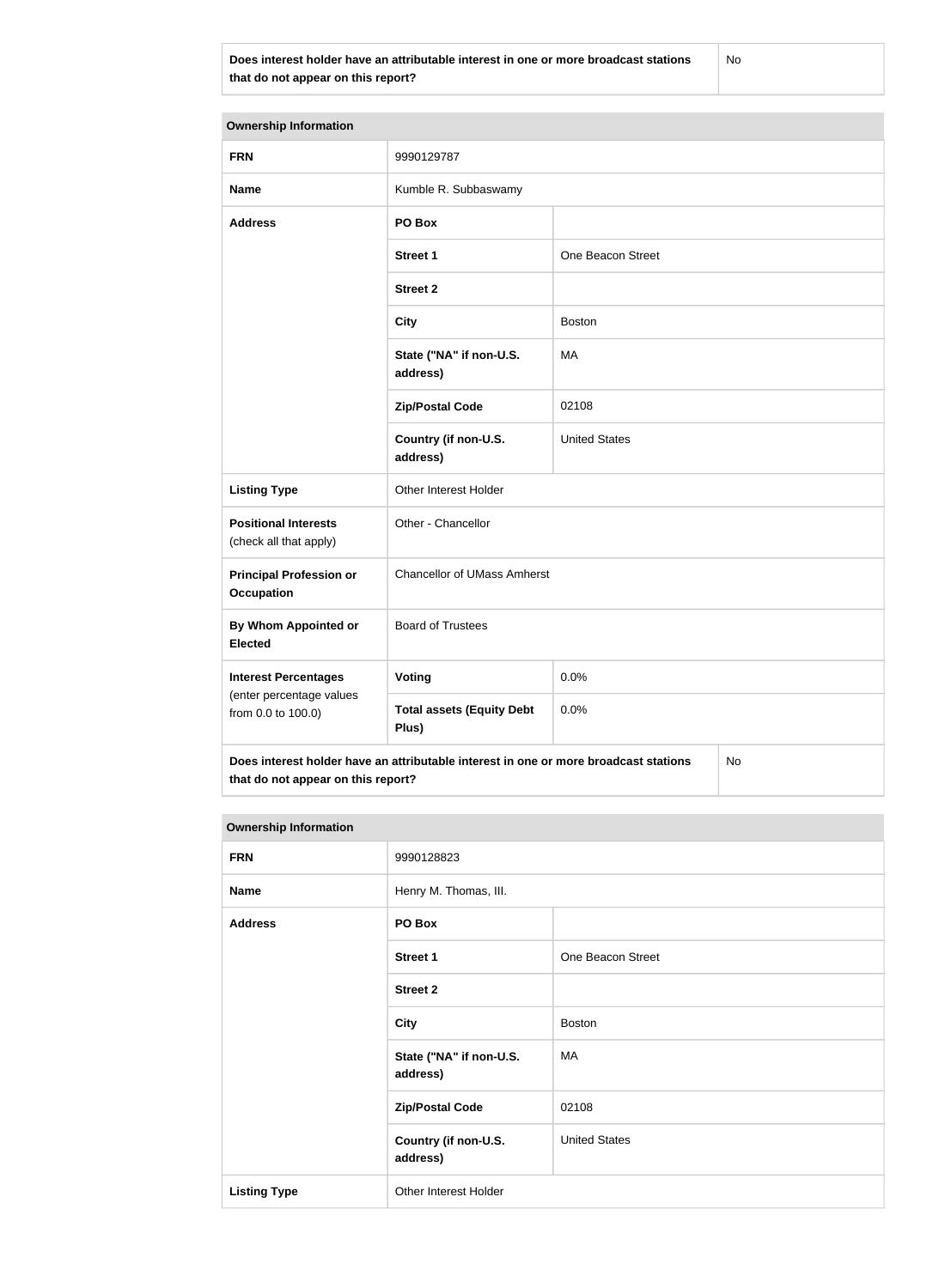| Does interest holder have an attributable interest in one or more broadcast stations that do not appear on this report? | No |
|---|---|

| Ownership Information | | |
|---|---|---|
| **FRN** | 9990129787 | |
| **Name** | Kumble R. Subbaswamy | |
| **Address** | **PO Box** | |
| | **Street 1** | One Beacon Street |
| | **Street 2** | |
| | **City** | Boston |
| | **State ("NA" if non-U.S. address)** | MA |
| | **Zip/Postal Code** | 02108 |
| | **Country (if non-U.S. address)** | United States |
| **Listing Type** | Other Interest Holder | |
| **Positional Interests** (check all that apply) | Other - Chancellor | |
| **Principal Profession or Occupation** | Chancellor of UMass Amherst | |
| **By Whom Appointed or Elected** | Board of Trustees | |
| **Interest Percentages** (enter percentage values from 0.0 to 100.0) | **Voting** | 0.0% |
| | **Total assets (Equity Debt Plus)** | 0.0% |
| **Does interest holder have an attributable interest in one or more broadcast stations that do not appear on this report?** | | No |

| Ownership Information | | |
|---|---|---|
| **FRN** | 9990128823 | |
| **Name** | Henry M. Thomas, III. | |
| **Address** | **PO Box** | |
| | **Street 1** | One Beacon Street |
| | **Street 2** | |
| | **City** | Boston |
| | **State ("NA" if non-U.S. address)** | MA |
| | **Zip/Postal Code** | 02108 |
| | **Country (if non-U.S. address)** | United States |
| **Listing Type** | Other Interest Holder | |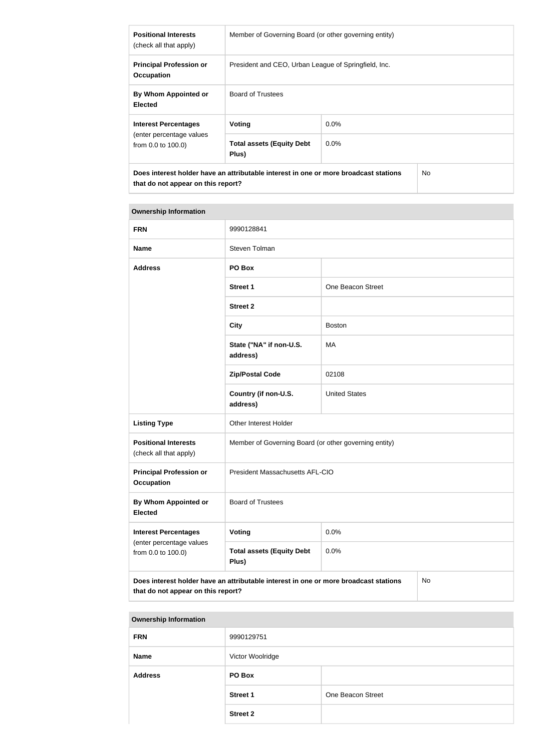| | | |
|---|---|---|
| **Positional Interests** (check all that apply) | Member of Governing Board (or other governing entity) | |
| **Principal Profession or Occupation** | President and CEO, Urban League of Springfield, Inc. | |
| **By Whom Appointed or Elected** | Board of Trustees | |
| **Interest Percentages** (enter percentage values from 0.0 to 100.0) | **Voting** | 0.0% |
| | **Total assets (Equity Debt Plus)** | 0.0% |
| **Does interest holder have an attributable interest in one or more broadcast stations that do not appear on this report?** | | No |

| **Ownership Information** | | |
|---|---|---|
| **FRN** | 9990128841 | |
| **Name** | Steven Tolman | |
| **Address** | **PO Box** | |
| | **Street 1** | One Beacon Street |
| | **Street 2** | |
| | **City** | Boston |
| | **State ("NA" if non-U.S. address)** | MA |
| | **Zip/Postal Code** | 02108 |
| | **Country (if non-U.S. address)** | United States |
| **Listing Type** | Other Interest Holder | |
| **Positional Interests** (check all that apply) | Member of Governing Board (or other governing entity) | |
| **Principal Profession or Occupation** | President Massachusetts AFL-CIO | |
| **By Whom Appointed or Elected** | Board of Trustees | |
| **Interest Percentages** (enter percentage values from 0.0 to 100.0) | **Voting** | 0.0% |
| | **Total assets (Equity Debt Plus)** | 0.0% |
| **Does interest holder have an attributable interest in one or more broadcast stations that do not appear on this report?** | | No |

| **Ownership Information** | | |
|---|---|---|
| **FRN** | 9990129751 | |
| **Name** | Victor Woolridge | |
| **Address** | **PO Box** | |
| | **Street 1** | One Beacon Street |
| | **Street 2** | |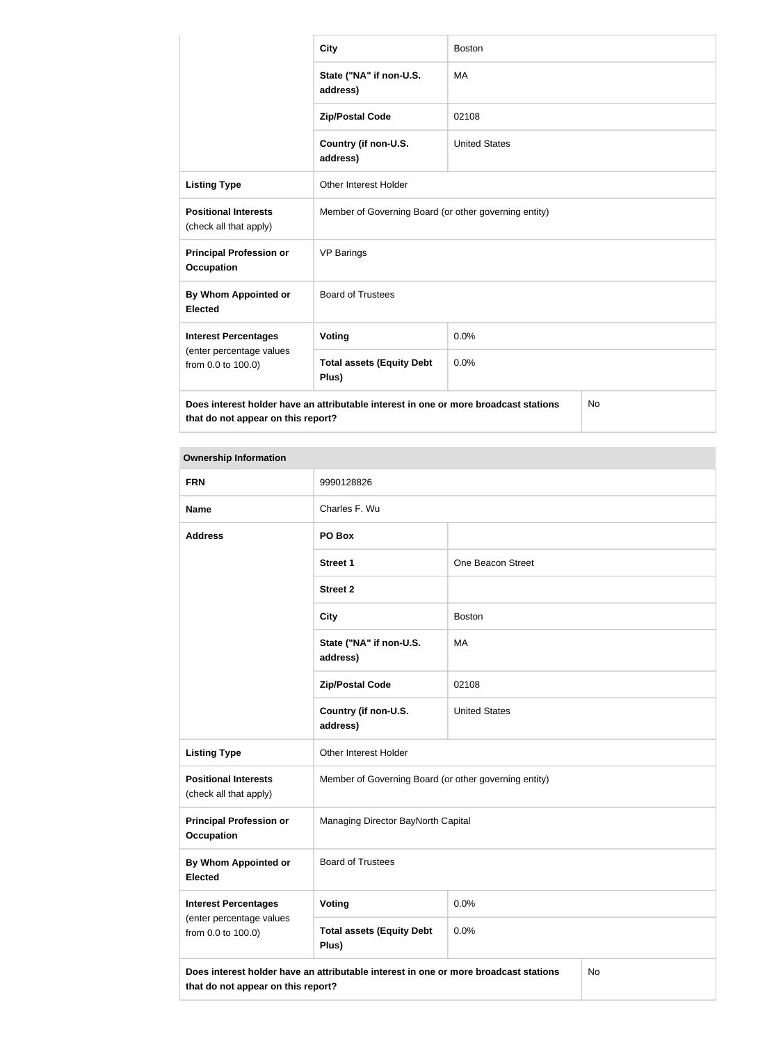| | | |
|---|---|---|
| | **City** | Boston |
| | **State ("NA" if non-U.S. address)** | MA |
| | **Zip/Postal Code** | 02108 |
| | **Country (if non-U.S. address)** | United States |
| **Listing Type** | Other Interest Holder | |
| **Positional Interests** (check all that apply) | Member of Governing Board (or other governing entity) | |
| **Principal Profession or Occupation** | VP Barings | |
| **By Whom Appointed or Elected** | Board of Trustees | |
| **Interest Percentages** (enter percentage values from 0.0 to 100.0) | **Voting** | 0.0% |
| | **Total assets (Equity Debt Plus)** | 0.0% |
| **Does interest holder have an attributable interest in one or more broadcast stations that do not appear on this report?** | | No |

| **Ownership Information** | | |
|---|---|---|
| **FRN** | 9990128826 | |
| **Name** | Charles F. Wu | |
| **Address** | **PO Box** | |
| | **Street 1** | One Beacon Street |
| | **Street 2** | |
| | **City** | Boston |
| | **State ("NA" if non-U.S. address)** | MA |
| | **Zip/Postal Code** | 02108 |
| | **Country (if non-U.S. address)** | United States |
| **Listing Type** | Other Interest Holder | |
| **Positional Interests** (check all that apply) | Member of Governing Board (or other governing entity) | |
| **Principal Profession or Occupation** | Managing Director BayNorth Capital | |
| **By Whom Appointed or Elected** | Board of Trustees | |
| **Interest Percentages** (enter percentage values from 0.0 to 100.0) | **Voting** | 0.0% |
| | **Total assets (Equity Debt Plus)** | 0.0% |
| **Does interest holder have an attributable interest in one or more broadcast stations that do not appear on this report?** | | No |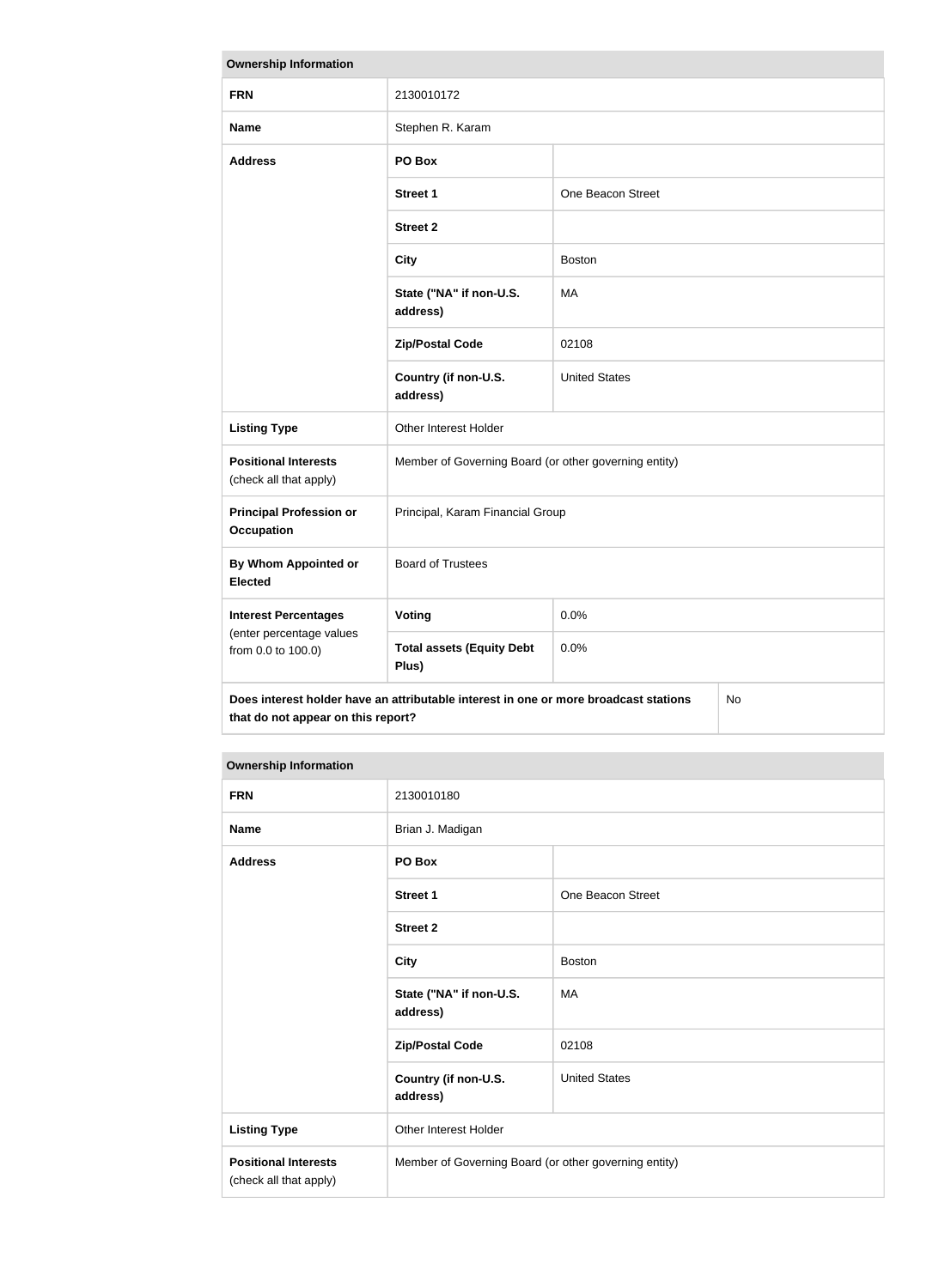| Ownership Information | | |
|---|---|---|
| **FRN** | 2130010172 | |
| **Name** | Stephen R. Karam | |
| **Address** | **PO Box** | |
| | **Street 1** | One Beacon Street |
| | **Street 2** | |
| | **City** | Boston |
| | **State ("NA" if non-U.S. address)** | MA |
| | **Zip/Postal Code** | 02108 |
| | **Country (if non-U.S. address)** | United States |
| **Listing Type** | Other Interest Holder | |
| **Positional Interests** (check all that apply) | Member of Governing Board (or other governing entity) | |
| **Principal Profession or Occupation** | Principal, Karam Financial Group | |
| **By Whom Appointed or Elected** | Board of Trustees | |
| **Interest Percentages** (enter percentage values from 0.0 to 100.0) | **Voting** | 0.0% |
| | **Total assets (Equity Debt Plus)** | 0.0% |
| **Does interest holder have an attributable interest in one or more broadcast stations that do not appear on this report?** | | No |

| Ownership Information | | |
|---|---|---|
| **FRN** | 2130010180 | |
| **Name** | Brian J. Madigan | |
| **Address** | **PO Box** | |
| | **Street 1** | One Beacon Street |
| | **Street 2** | |
| | **City** | Boston |
| | **State ("NA" if non-U.S. address)** | MA |
| | **Zip/Postal Code** | 02108 |
| | **Country (if non-U.S. address)** | United States |
| **Listing Type** | Other Interest Holder | |
| **Positional Interests** (check all that apply) | Member of Governing Board (or other governing entity) | |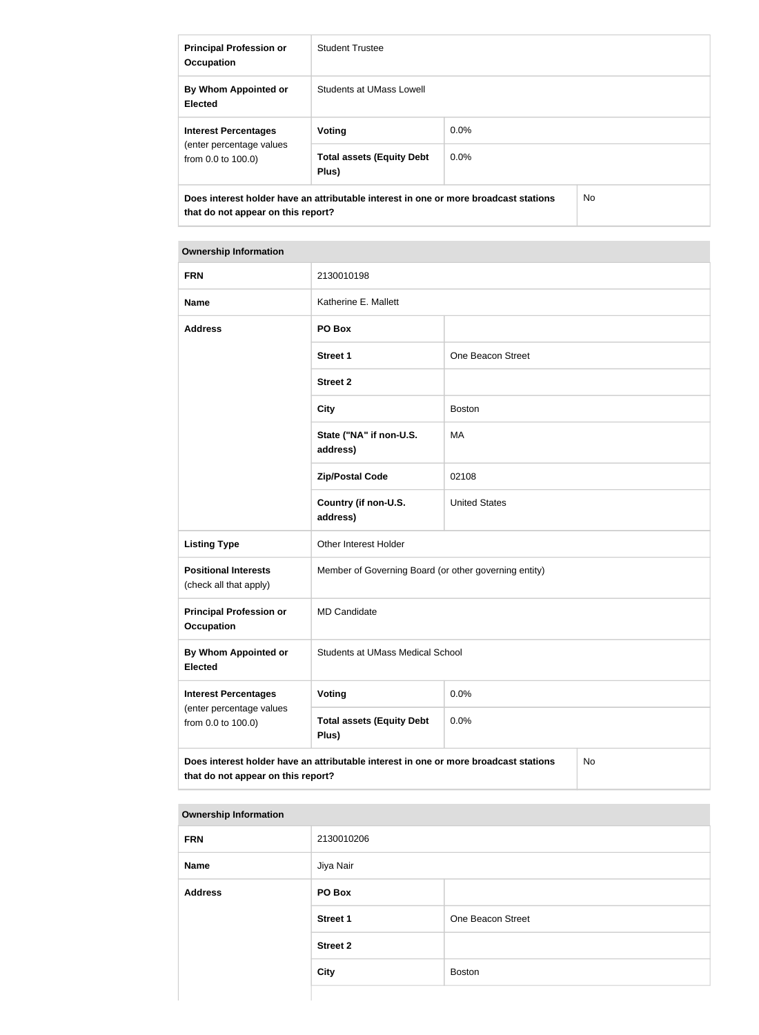| | | |
|---|---|---|
| **Principal Profession or Occupation** | Student Trustee | |
| **By Whom Appointed or Elected** | Students at UMass Lowell | |
| **Interest Percentages** (enter percentage values from 0.0 to 100.0) | **Voting** | 0.0% |
| | **Total assets (Equity Debt Plus)** | 0.0% |
| **Does interest holder have an attributable interest in one or more broadcast stations that do not appear on this report?** | | No |

| **Ownership Information** | | |
|---|---|---|
| **FRN** | 2130010198 | |
| **Name** | Katherine E. Mallett | |
| **Address** | **PO Box** | |
| | **Street 1** | One Beacon Street |
| | **Street 2** | |
| | **City** | Boston |
| | **State ("NA" if non-U.S. address)** | MA |
| | **Zip/Postal Code** | 02108 |
| | **Country (if non-U.S. address)** | United States |
| **Listing Type** | Other Interest Holder | |
| **Positional Interests** (check all that apply) | Member of Governing Board (or other governing entity) | |
| **Principal Profession or Occupation** | MD Candidate | |
| **By Whom Appointed or Elected** | Students at UMass Medical School | |
| **Interest Percentages** (enter percentage values from 0.0 to 100.0) | **Voting** | 0.0% |
| | **Total assets (Equity Debt Plus)** | 0.0% |
| **Does interest holder have an attributable interest in one or more broadcast stations that do not appear on this report?** | | No |

| **Ownership Information** | | |
|---|---|---|
| **FRN** | 2130010206 | |
| **Name** | Jiya Nair | |
| **Address** | **PO Box** | |
| | **Street 1** | One Beacon Street |
| | **Street 2** | |
| | **City** | Boston |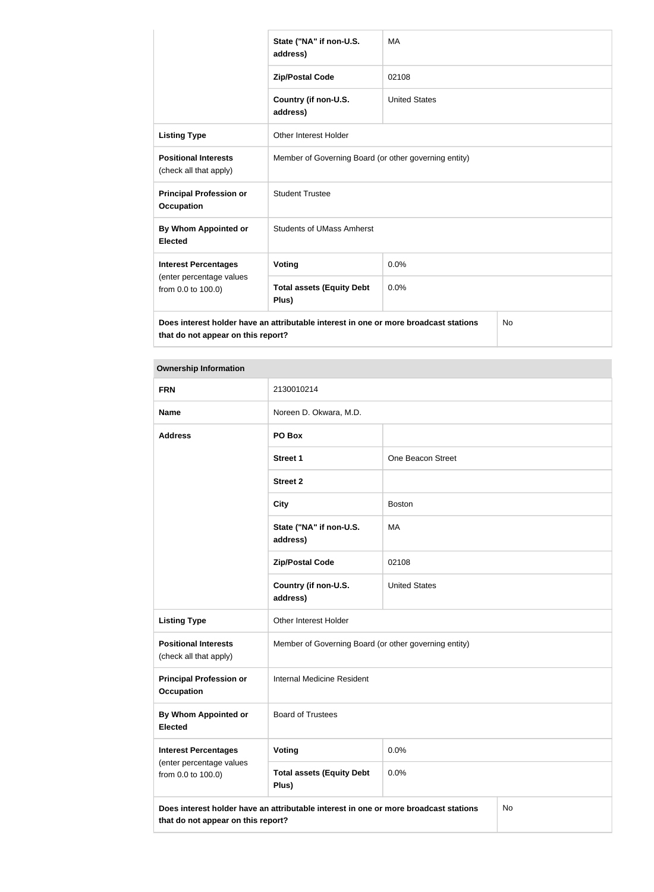| | | |
|---|---|---|
| | State ("NA" if non-U.S. address) | MA |
| | Zip/Postal Code | 02108 |
| | Country (if non-U.S. address) | United States |
| **Listing Type** | Other Interest Holder | |
| **Positional Interests** (check all that apply) | Member of Governing Board (or other governing entity) | |
| **Principal Profession or Occupation** | Student Trustee | |
| **By Whom Appointed or Elected** | Students of UMass Amherst | |
| **Interest Percentages** (enter percentage values from 0.0 to 100.0) | **Voting** | 0.0% |
| | **Total assets (Equity Debt Plus)** | 0.0% |
| **Does interest holder have an attributable interest in one or more broadcast stations that do not appear on this report?** | | No |

| Ownership Information | | |
|---|---|---|
| **FRN** | 2130010214 | |
| **Name** | Noreen D. Okwara, M.D. | |
| **Address** | **PO Box** | |
| | **Street 1** | One Beacon Street |
| | **Street 2** | |
| | **City** | Boston |
| | **State ("NA" if non-U.S. address)** | MA |
| | **Zip/Postal Code** | 02108 |
| | **Country (if non-U.S. address)** | United States |
| **Listing Type** | Other Interest Holder | |
| **Positional Interests** (check all that apply) | Member of Governing Board (or other governing entity) | |
| **Principal Profession or Occupation** | Internal Medicine Resident | |
| **By Whom Appointed or Elected** | Board of Trustees | |
| **Interest Percentages** (enter percentage values from 0.0 to 100.0) | **Voting** | 0.0% |
| | **Total assets (Equity Debt Plus)** | 0.0% |
| **Does interest holder have an attributable interest in one or more broadcast stations that do not appear on this report?** | | No |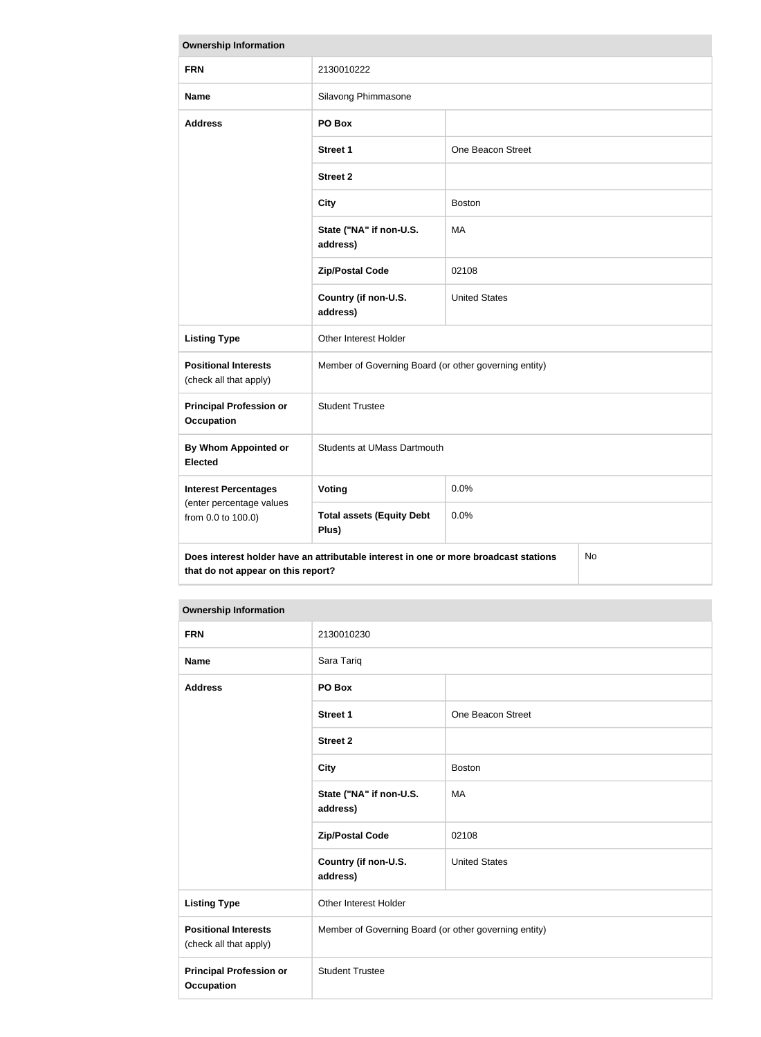| Ownership Information | | |
|---|---|---|
| **FRN** | 2130010222 | |
| **Name** | Silavong Phimmasone | |
| **Address** | **PO Box** | |
| | **Street 1** | One Beacon Street |
| | **Street 2** | |
| | **City** | Boston |
| | **State ("NA" if non-U.S. address)** | MA |
| | **Zip/Postal Code** | 02108 |
| | **Country (if non-U.S. address)** | United States |
| **Listing Type** | Other Interest Holder | |
| **Positional Interests** (check all that apply) | Member of Governing Board (or other governing entity) | |
| **Principal Profession or Occupation** | Student Trustee | |
| **By Whom Appointed or Elected** | Students at UMass Dartmouth | |
| **Interest Percentages** (enter percentage values from 0.0 to 100.0) | **Voting** | 0.0% |
| | **Total assets (Equity Debt Plus)** | 0.0% |
| **Does interest holder have an attributable interest in one or more broadcast stations that do not appear on this report?** | | No |

| Ownership Information | | |
|---|---|---|
| **FRN** | 2130010230 | |
| **Name** | Sara Tariq | |
| **Address** | **PO Box** | |
| | **Street 1** | One Beacon Street |
| | **Street 2** | |
| | **City** | Boston |
| | **State ("NA" if non-U.S. address)** | MA |
| | **Zip/Postal Code** | 02108 |
| | **Country (if non-U.S. address)** | United States |
| **Listing Type** | Other Interest Holder | |
| **Positional Interests** (check all that apply) | Member of Governing Board (or other governing entity) | |
| **Principal Profession or Occupation** | Student Trustee | |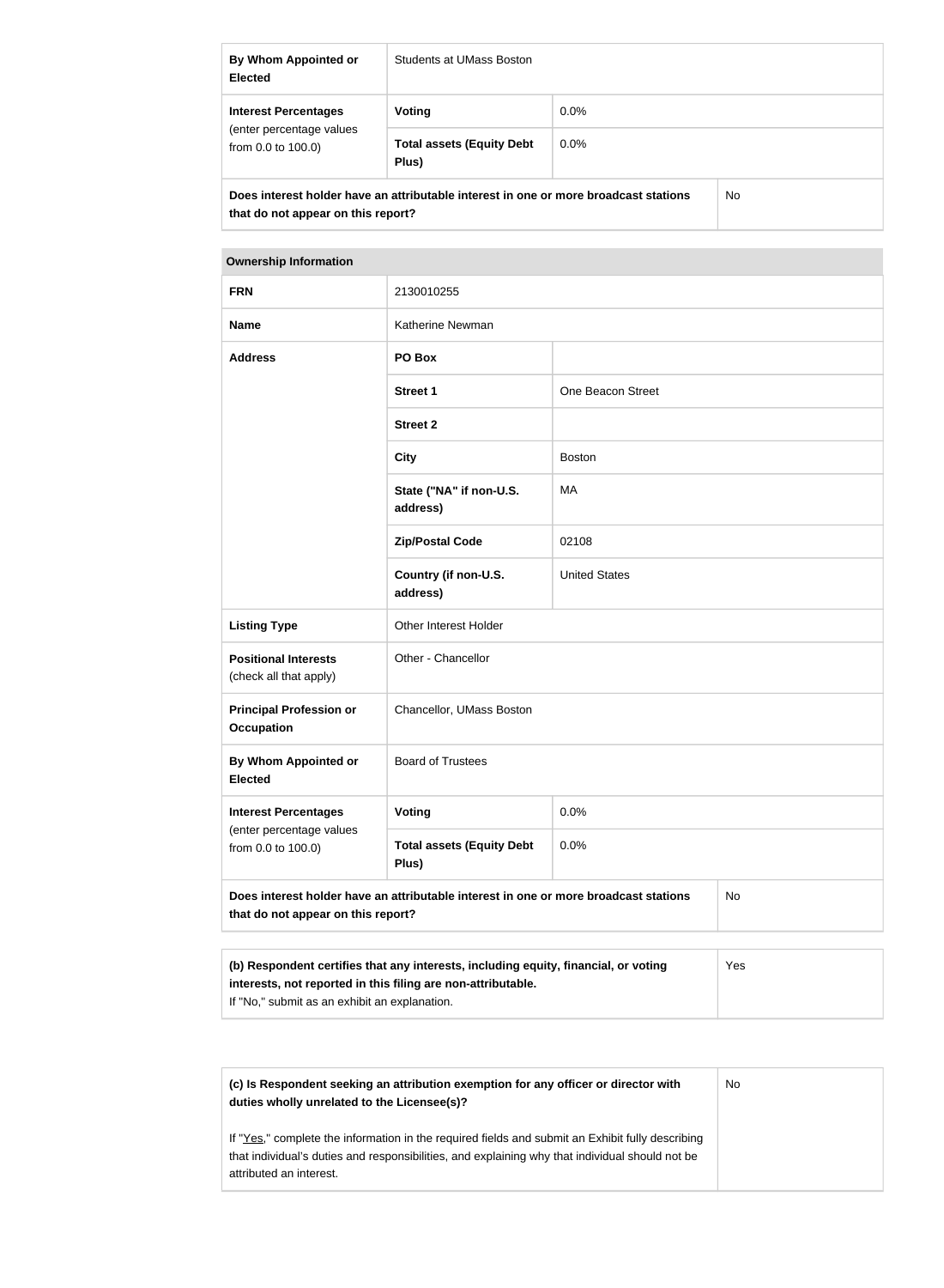| | | |
|---|---|---|
| **By Whom Appointed or Elected** | Students at UMass Boston | |
| **Interest Percentages** (enter percentage values from 0.0 to 100.0) | **Voting** | 0.0% |
| | **Total assets (Equity Debt Plus)** | 0.0% |
| **Does interest holder have an attributable interest in one or more broadcast stations that do not appear on this report?** | | No |

| **Ownership Information** | | |
|---|---|---|
| **FRN** | 2130010255 | |
| **Name** | Katherine Newman | |
| **Address** | **PO Box** | |
| | **Street 1** | One Beacon Street |
| | **Street 2** | |
| | **City** | Boston |
| | **State ("NA" if non-U.S. address)** | MA |
| | **Zip/Postal Code** | 02108 |
| | **Country (if non-U.S. address)** | United States |
| **Listing Type** | Other Interest Holder | |
| **Positional Interests** (check all that apply) | Other - Chancellor | |
| **Principal Profession or Occupation** | Chancellor, UMass Boston | |
| **By Whom Appointed or Elected** | Board of Trustees | |
| **Interest Percentages** (enter percentage values from 0.0 to 100.0) | **Voting** | 0.0% |
| | **Total assets (Equity Debt Plus)** | 0.0% |
| **Does interest holder have an attributable interest in one or more broadcast stations that do not appear on this report?** | | No |

| | |
|---|---|
| **(b) Respondent certifies that any interests, including equity, financial, or voting interests, not reported in this filing are non-attributable.** If "No," submit as an exhibit an explanation. | Yes |

| | |
|---|---|
| **(c) Is Respondent seeking an attribution exemption for any officer or director with duties wholly unrelated to the Licensee(s)?** If "Yes," complete the information in the required fields and submit an Exhibit fully describing that individual's duties and responsibilities, and explaining why that individual should not be attributed an interest. | No |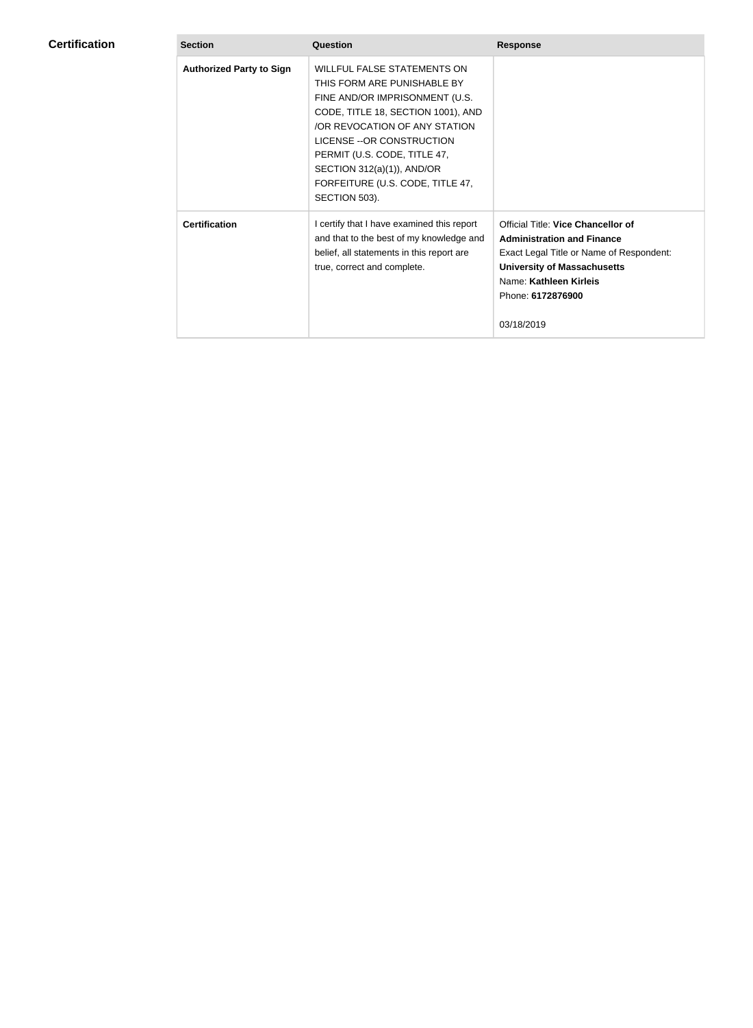## Certification

| Section | Question | Response |
| --- | --- | --- |
| **Authorized Party to Sign** | WILLFUL FALSE STATEMENTS ON THIS FORM ARE PUNISHABLE BY FINE AND/OR IMPRISONMENT (U.S. CODE, TITLE 18, SECTION 1001), AND /OR REVOCATION OF ANY STATION LICENSE --OR CONSTRUCTION PERMIT (U.S. CODE, TITLE 47, SECTION 312(a)(1)), AND/OR FORFEITURE (U.S. CODE, TITLE 47, SECTION 503). | |
| **Certification** | I certify that I have examined this report and that to the best of my knowledge and belief, all statements in this report are true, correct and complete. | Official Title: **Vice Chancellor of Administration and Finance**<br>Exact Legal Title or Name of Respondent: **University of Massachusetts**<br>Name: **Kathleen Kirleis**<br>Phone: **6172876900**<br><br>03/18/2019 |